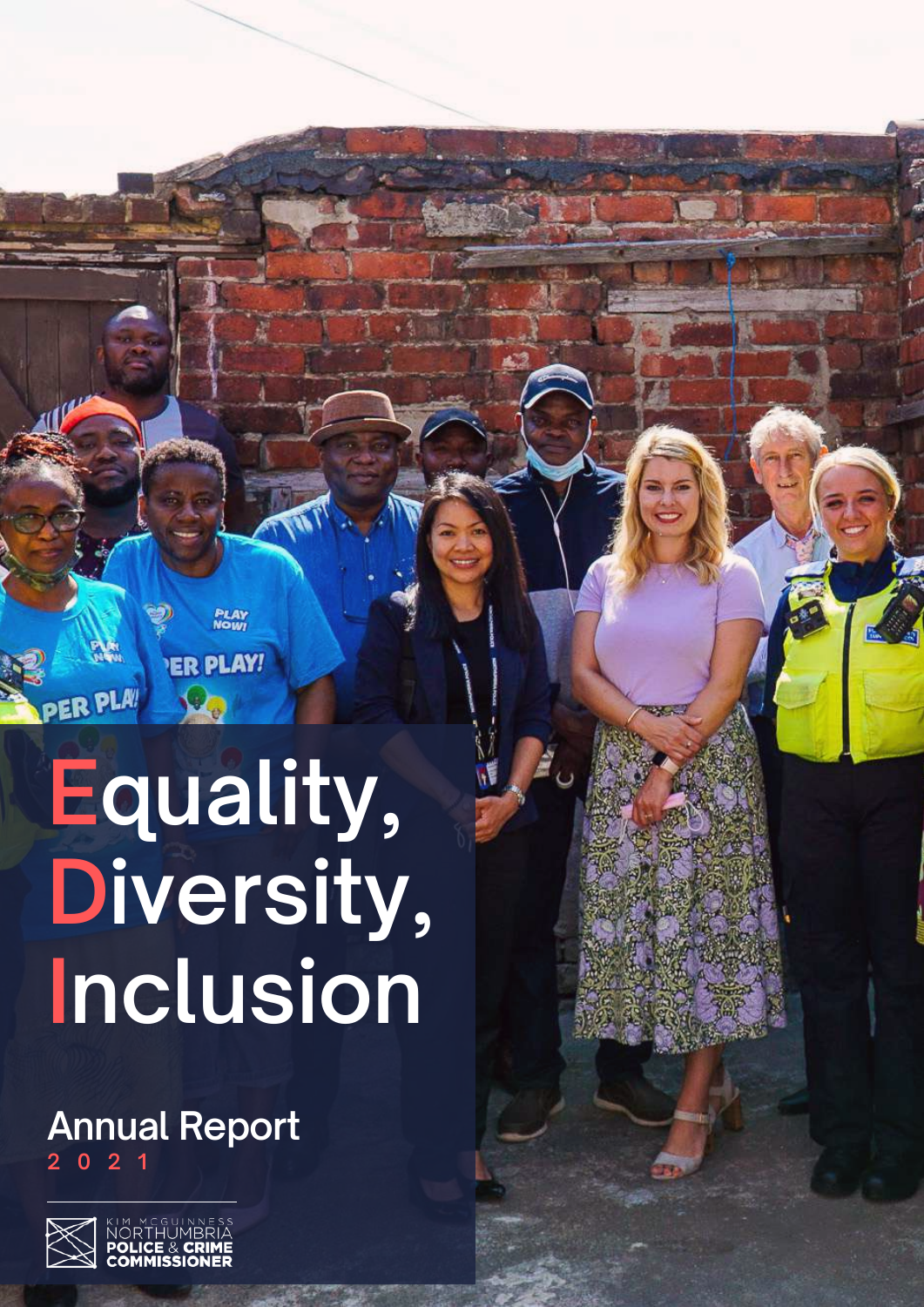# Equality, Diversity, Inclusion

## Annual Report

2021

KIM MCGUINNESS
NORTHUMBRIA
POLICE & CRIME
COMMISSIONER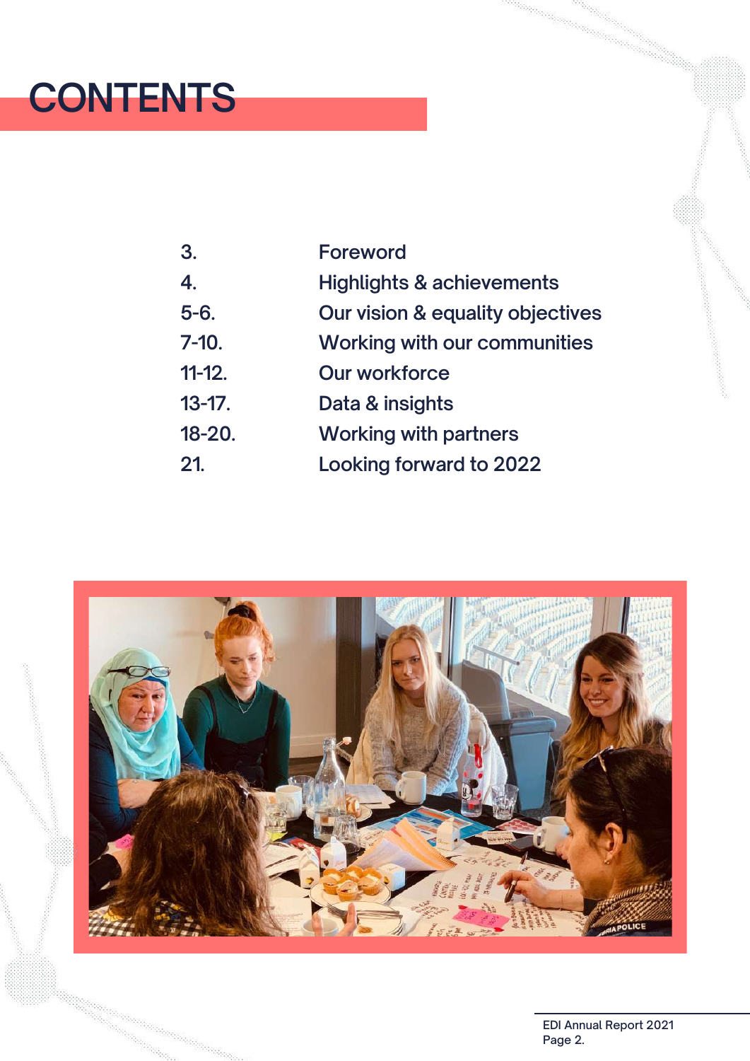# CONTENTS

| | |
|---|---|
| 3. | Foreword |
| 4. | Highlights & achievements |
| 5-6. | Our vision & equality objectives |
| 7-10. | Working with our communities |
| 11-12. | Our workforce |
| 13-17. | Data & insights |
| 18-20. | Working with partners |
| 21. | Looking forward to 2022 |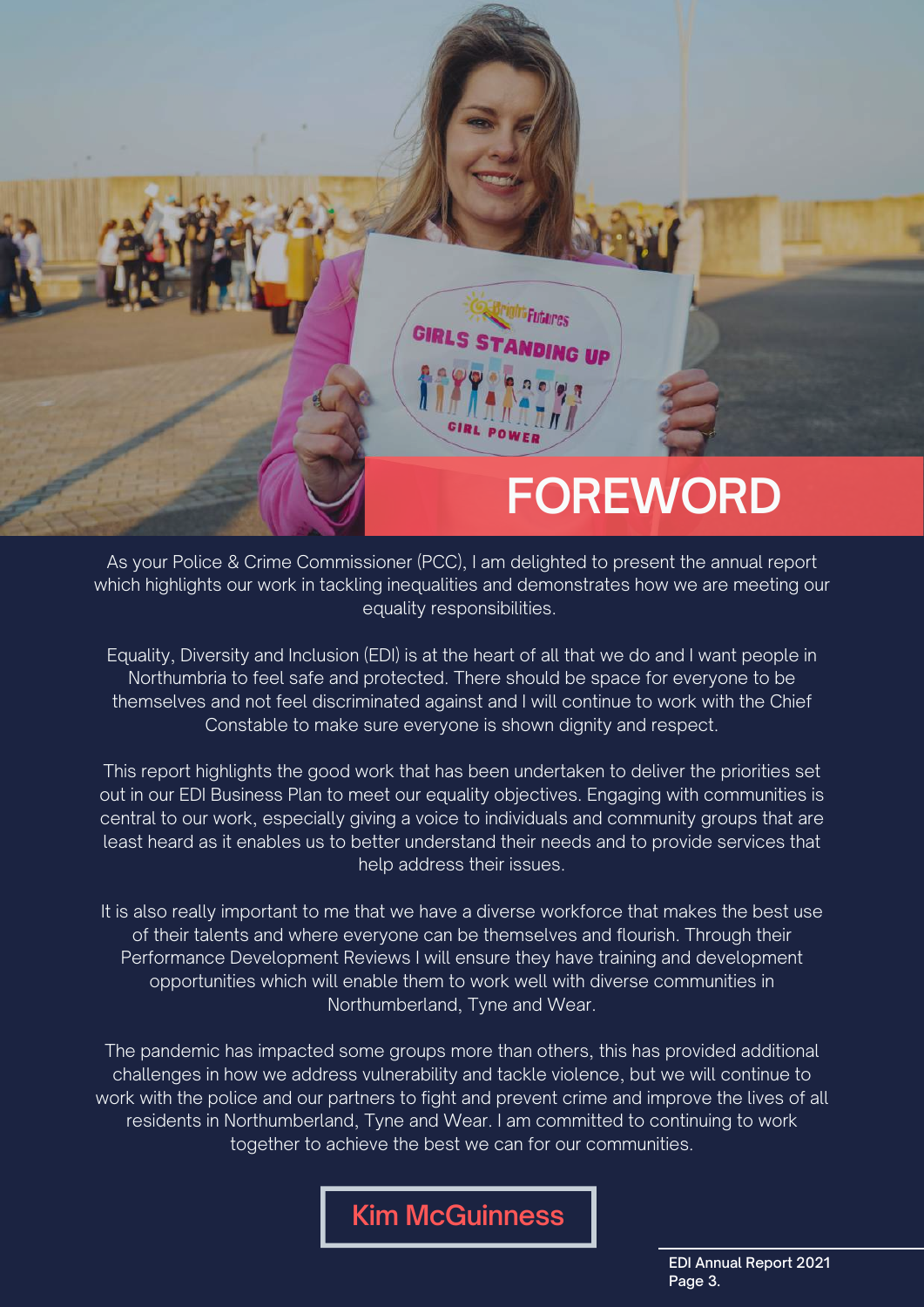# FOREWORD

As your Police & Crime Commissioner (PCC), I am delighted to present the annual report which highlights our work in tackling inequalities and demonstrates how we are meeting our equality responsibilities.

Equality, Diversity and Inclusion (EDI) is at the heart of all that we do and I want people in Northumbria to feel safe and protected. There should be space for everyone to be themselves and not feel discriminated against and I will continue to work with the Chief Constable to make sure everyone is shown dignity and respect.

This report highlights the good work that has been undertaken to deliver the priorities set out in our EDI Business Plan to meet our equality objectives. Engaging with communities is central to our work, especially giving a voice to individuals and community groups that are least heard as it enables us to better understand their needs and to provide services that help address their issues.

It is also really important to me that we have a diverse workforce that makes the best use of their talents and where everyone can be themselves and flourish. Through their Performance Development Reviews I will ensure they have training and development opportunities which will enable them to work well with diverse communities in Northumberland, Tyne and Wear.

The pandemic has impacted some groups more than others, this has provided additional challenges in how we address vulnerability and tackle violence, but we will continue to work with the police and our partners to fight and prevent crime and improve the lives of all residents in Northumberland, Tyne and Wear. I am committed to continuing to work together to achieve the best we can for our communities.

**Kim McGuinness**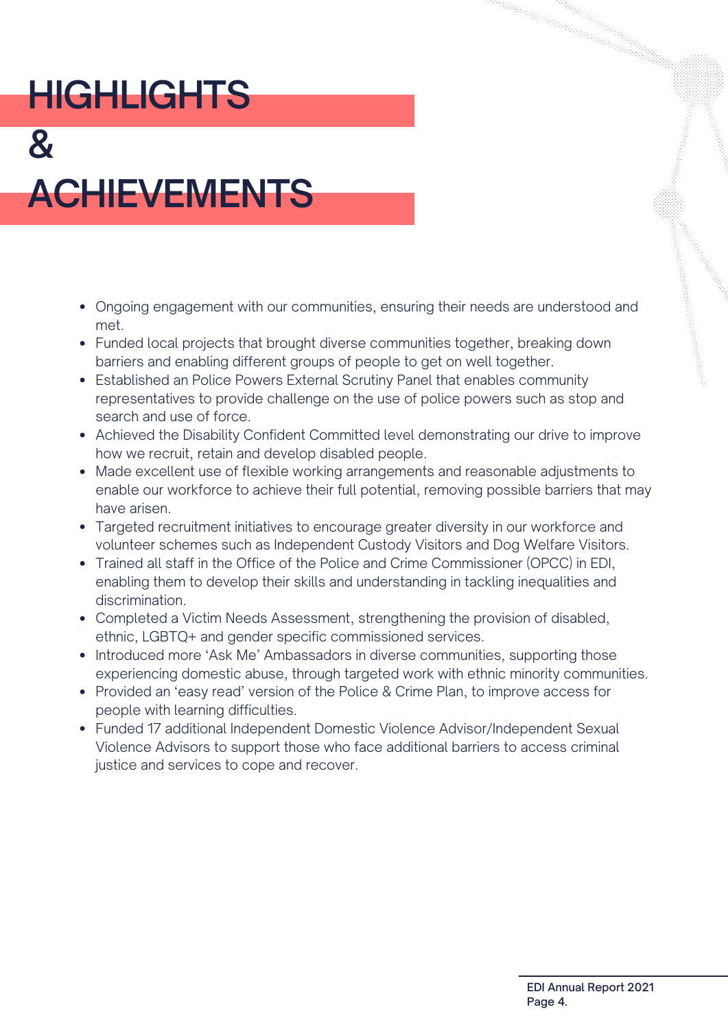# HIGHLIGHTS & ACHIEVEMENTS

- Ongoing engagement with our communities, ensuring their needs are understood and met.
- Funded local projects that brought diverse communities together, breaking down barriers and enabling different groups of people to get on well together.
- Established an Police Powers External Scrutiny Panel that enables community representatives to provide challenge on the use of police powers such as stop and search and use of force.
- Achieved the Disability Confident Committed level demonstrating our drive to improve how we recruit, retain and develop disabled people.
- Made excellent use of flexible working arrangements and reasonable adjustments to enable our workforce to achieve their full potential, removing possible barriers that may have arisen.
- Targeted recruitment initiatives to encourage greater diversity in our workforce and volunteer schemes such as Independent Custody Visitors and Dog Welfare Visitors.
- Trained all staff in the Office of the Police and Crime Commissioner (OPCC) in EDI, enabling them to develop their skills and understanding in tackling inequalities and discrimination.
- Completed a Victim Needs Assessment, strengthening the provision of disabled, ethnic, LGBTQ+ and gender specific commissioned services.
- Introduced more 'Ask Me' Ambassadors in diverse communities, supporting those experiencing domestic abuse, through targeted work with ethnic minority communities.
- Provided an 'easy read' version of the Police & Crime Plan, to improve access for people with learning difficulties.
- Funded 17 additional Independent Domestic Violence Advisor/Independent Sexual Violence Advisors to support those who face additional barriers to access criminal justice and services to cope and recover.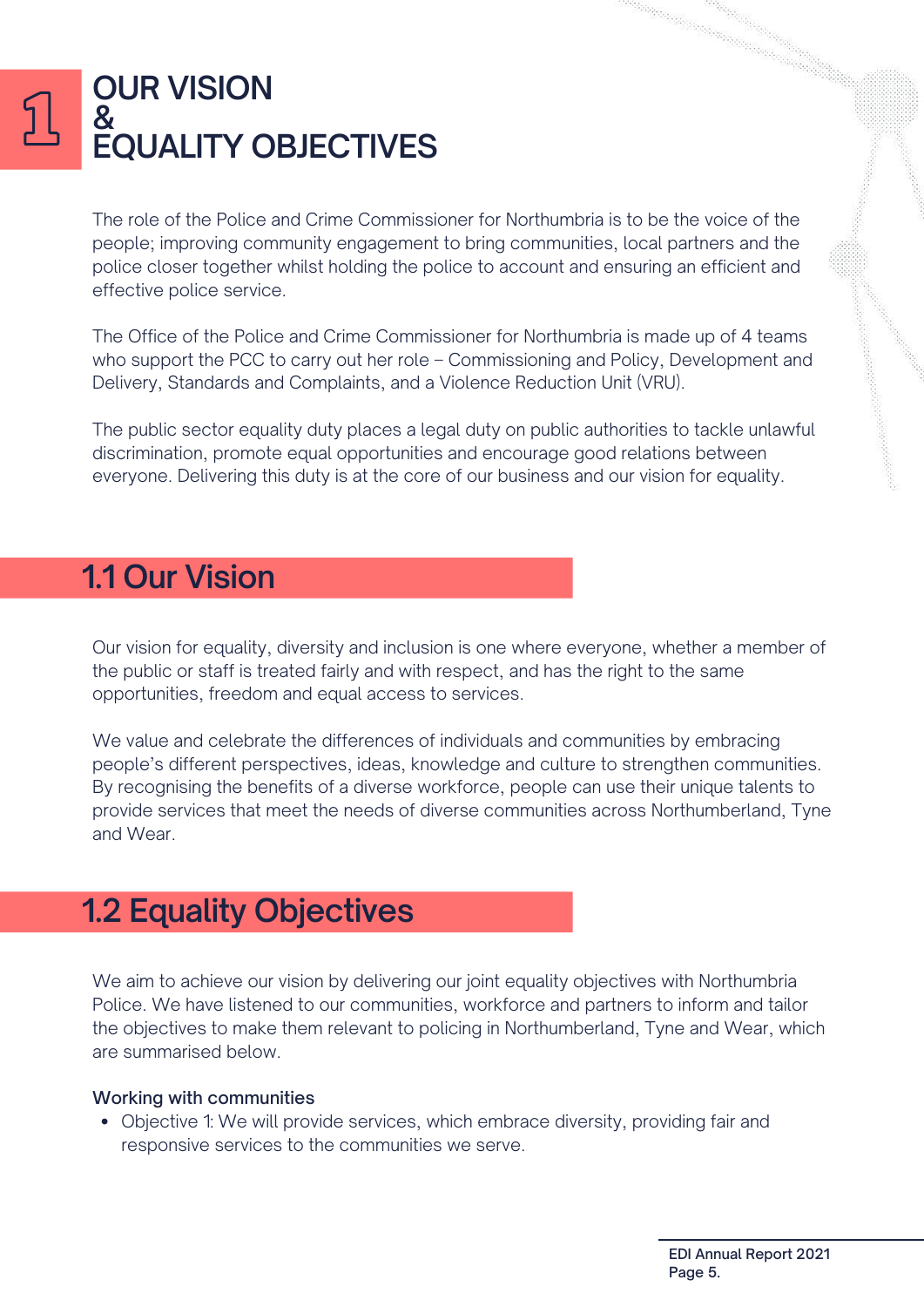# 1 OUR VISION & EQUALITY OBJECTIVES

The role of the Police and Crime Commissioner for Northumbria is to be the voice of the people; improving community engagement to bring communities, local partners and the police closer together whilst holding the police to account and ensuring an efficient and effective police service.

The Office of the Police and Crime Commissioner for Northumbria is made up of 4 teams who support the PCC to carry out her role – Commissioning and Policy, Development and Delivery, Standards and Complaints, and a Violence Reduction Unit (VRU).

The public sector equality duty places a legal duty on public authorities to tackle unlawful discrimination, promote equal opportunities and encourage good relations between everyone. Delivering this duty is at the core of our business and our vision for equality.

## 1.1 Our Vision

Our vision for equality, diversity and inclusion is one where everyone, whether a member of the public or staff is treated fairly and with respect, and has the right to the same opportunities, freedom and equal access to services.

We value and celebrate the differences of individuals and communities by embracing people's different perspectives, ideas, knowledge and culture to strengthen communities. By recognising the benefits of a diverse workforce, people can use their unique talents to provide services that meet the needs of diverse communities across Northumberland, Tyne and Wear.

## 1.2 Equality Objectives

We aim to achieve our vision by delivering our joint equality objectives with Northumbria Police. We have listened to our communities, workforce and partners to inform and tailor the objectives to make them relevant to policing in Northumberland, Tyne and Wear, which are summarised below.

### Working with communities

- Objective 1: We will provide services, which embrace diversity, providing fair and responsive services to the communities we serve.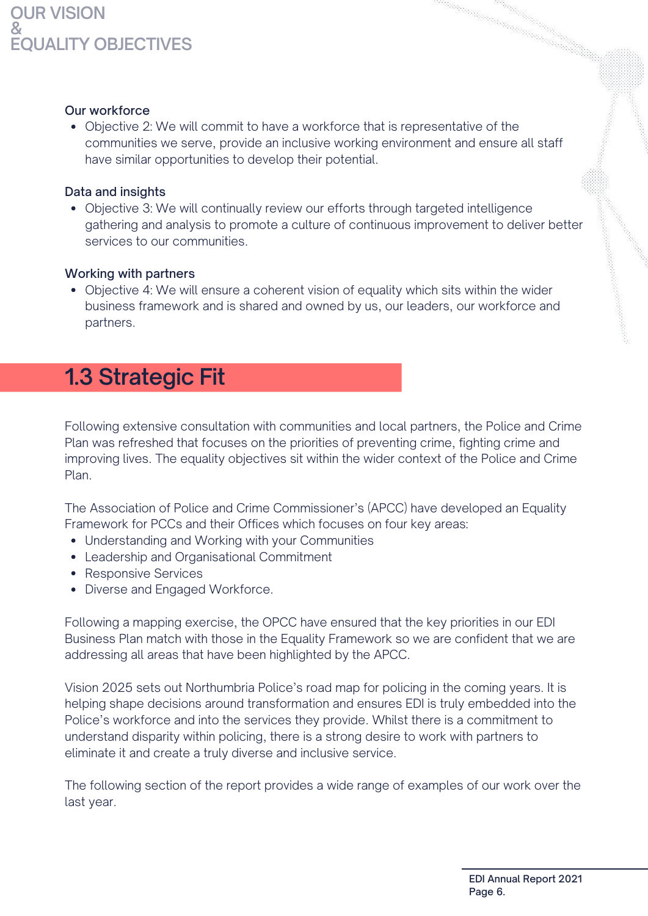Our workforce

- Objective 2: We will commit to have a workforce that is representative of the communities we serve, provide an inclusive working environment and ensure all staff have similar opportunities to develop their potential.

Data and insights

- Objective 3: We will continually review our efforts through targeted intelligence gathering and analysis to promote a culture of continuous improvement to deliver better services to our communities.

Working with partners

- Objective 4: We will ensure a coherent vision of equality which sits within the wider business framework and is shared and owned by us, our leaders, our workforce and partners.

## 1.3 Strategic Fit

Following extensive consultation with communities and local partners, the Police and Crime Plan was refreshed that focuses on the priorities of preventing crime, fighting crime and improving lives. The equality objectives sit within the wider context of the Police and Crime Plan.

The Association of Police and Crime Commissioner's (APCC) have developed an Equality Framework for PCCs and their Offices which focuses on four key areas:

- Understanding and Working with your Communities
- Leadership and Organisational Commitment
- Responsive Services
- Diverse and Engaged Workforce.

Following a mapping exercise, the OPCC have ensured that the key priorities in our EDI Business Plan match with those in the Equality Framework so we are confident that we are addressing all areas that have been highlighted by the APCC.

Vision 2025 sets out Northumbria Police's road map for policing in the coming years. It is helping shape decisions around transformation and ensures EDI is truly embedded into the Police's workforce and into the services they provide. Whilst there is a commitment to understand disparity within policing, there is a strong desire to work with partners to eliminate it and create a truly diverse and inclusive service.

The following section of the report provides a wide range of examples of our work over the last year.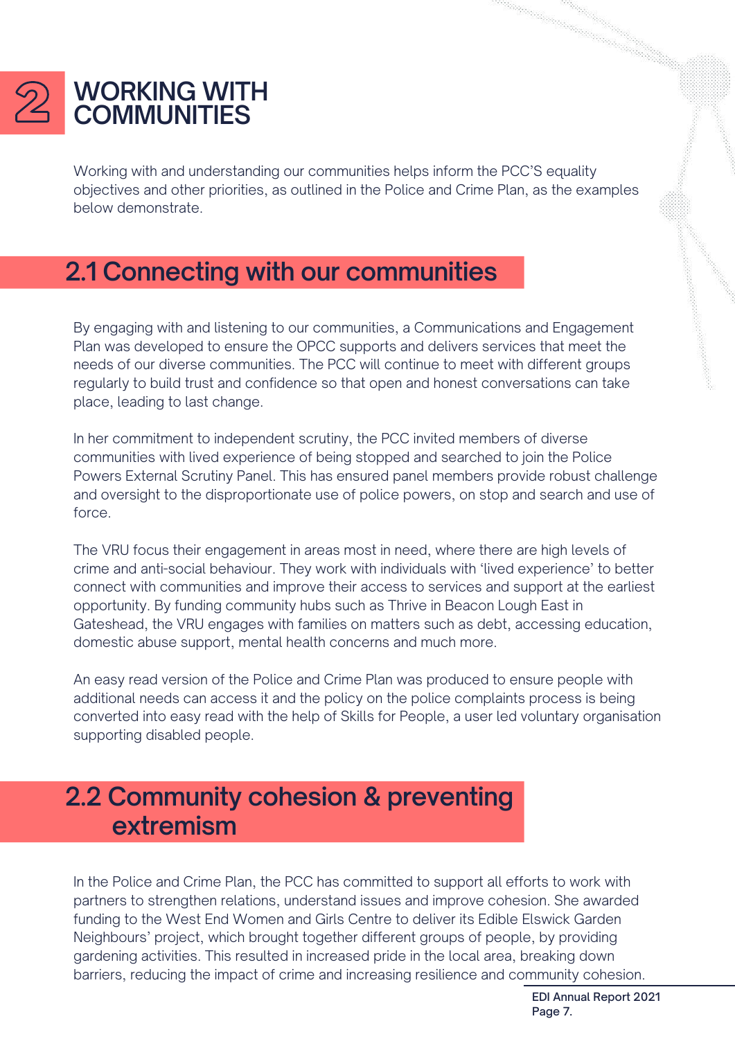# 2 WORKING WITH COMMUNITIES

Working with and understanding our communities helps inform the PCC'S equality objectives and other priorities, as outlined in the Police and Crime Plan, as the examples below demonstrate.

## 2.1 Connecting with our communities

By engaging with and listening to our communities, a Communications and Engagement Plan was developed to ensure the OPCC supports and delivers services that meet the needs of our diverse communities. The PCC will continue to meet with different groups regularly to build trust and confidence so that open and honest conversations can take place, leading to last change.

In her commitment to independent scrutiny, the PCC invited members of diverse communities with lived experience of being stopped and searched to join the Police Powers External Scrutiny Panel. This has ensured panel members provide robust challenge and oversight to the disproportionate use of police powers, on stop and search and use of force.

The VRU focus their engagement in areas most in need, where there are high levels of crime and anti-social behaviour. They work with individuals with 'lived experience' to better connect with communities and improve their access to services and support at the earliest opportunity. By funding community hubs such as Thrive in Beacon Lough East in Gateshead, the VRU engages with families on matters such as debt, accessing education, domestic abuse support, mental health concerns and much more.

An easy read version of the Police and Crime Plan was produced to ensure people with additional needs can access it and the policy on the police complaints process is being converted into easy read with the help of Skills for People, a user led voluntary organisation supporting disabled people.

## 2.2 Community cohesion & preventing extremism

In the Police and Crime Plan, the PCC has committed to support all efforts to work with partners to strengthen relations, understand issues and improve cohesion. She awarded funding to the West End Women and Girls Centre to deliver its Edible Elswick Garden Neighbours' project, which brought together different groups of people, by providing gardening activities. This resulted in increased pride in the local area, breaking down barriers, reducing the impact of crime and increasing resilience and community cohesion.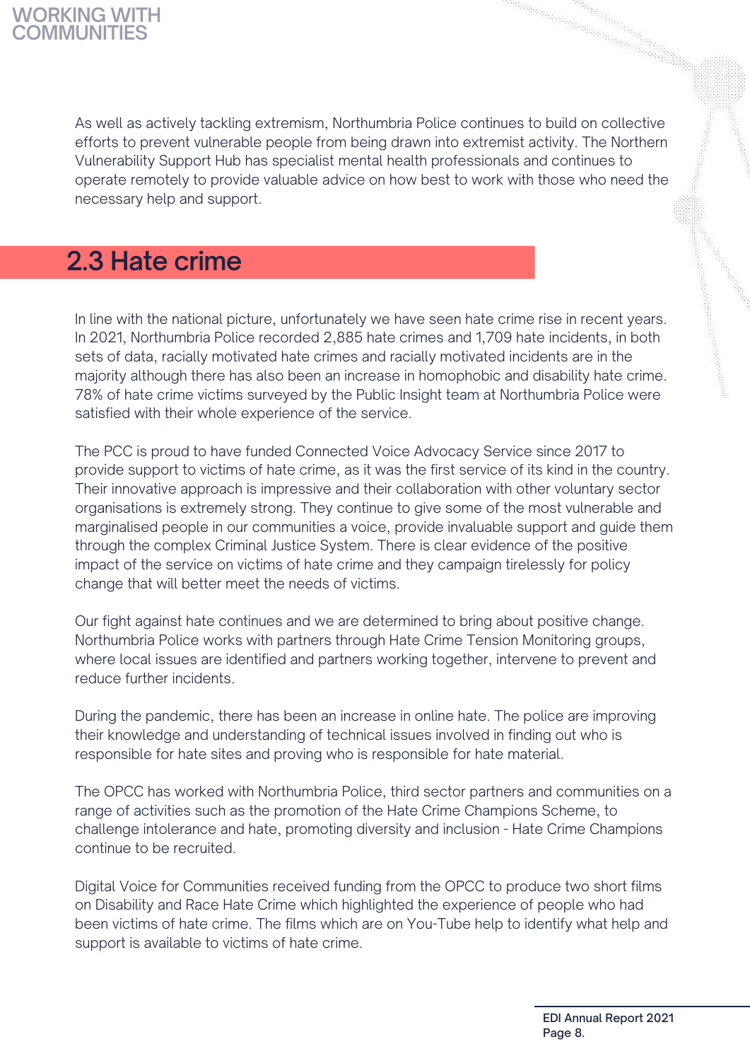As well as actively tackling extremism, Northumbria Police continues to build on collective efforts to prevent vulnerable people from being drawn into extremist activity. The Northern Vulnerability Support Hub has specialist mental health professionals and continues to operate remotely to provide valuable advice on how best to work with those who need the necessary help and support.

## 2.3 Hate crime

In line with the national picture, unfortunately we have seen hate crime rise in recent years. In 2021, Northumbria Police recorded 2,885 hate crimes and 1,709 hate incidents, in both sets of data, racially motivated hate crimes and racially motivated incidents are in the majority although there has also been an increase in homophobic and disability hate crime. 78% of hate crime victims surveyed by the Public Insight team at Northumbria Police were satisfied with their whole experience of the service.

The PCC is proud to have funded Connected Voice Advocacy Service since 2017 to provide support to victims of hate crime, as it was the first service of its kind in the country. Their innovative approach is impressive and their collaboration with other voluntary sector organisations is extremely strong. They continue to give some of the most vulnerable and marginalised people in our communities a voice, provide invaluable support and guide them through the complex Criminal Justice System. There is clear evidence of the positive impact of the service on victims of hate crime and they campaign tirelessly for policy change that will better meet the needs of victims.

Our fight against hate continues and we are determined to bring about positive change. Northumbria Police works with partners through Hate Crime Tension Monitoring groups, where local issues are identified and partners working together, intervene to prevent and reduce further incidents.

During the pandemic, there has been an increase in online hate. The police are improving their knowledge and understanding of technical issues involved in finding out who is responsible for hate sites and proving who is responsible for hate material.

The OPCC has worked with Northumbria Police, third sector partners and communities on a range of activities such as the promotion of the Hate Crime Champions Scheme, to challenge intolerance and hate, promoting diversity and inclusion - Hate Crime Champions continue to be recruited.

Digital Voice for Communities received funding from the OPCC to produce two short films on Disability and Race Hate Crime which highlighted the experience of people who had been victims of hate crime. The films which are on You-Tube help to identify what help and support is available to victims of hate crime.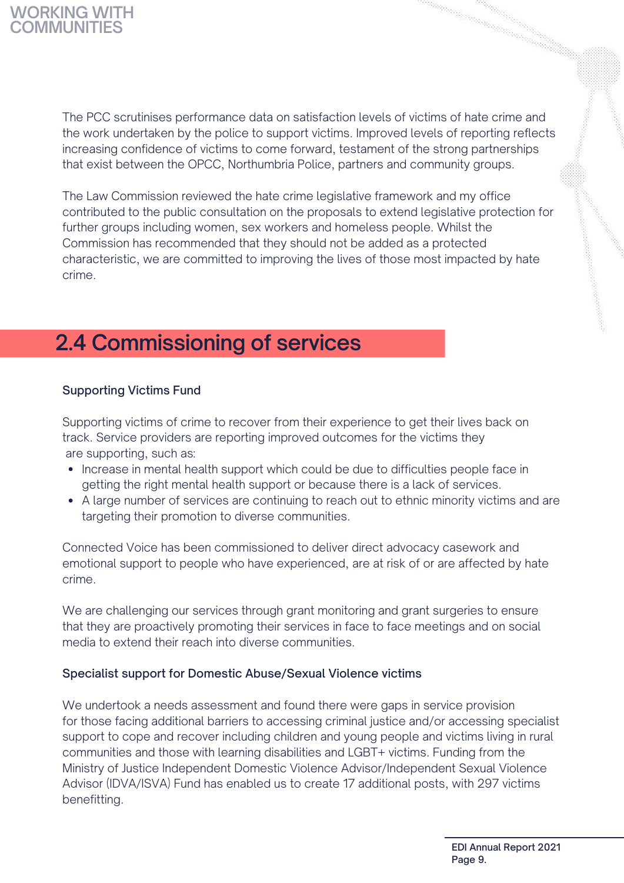The PCC scrutinises performance data on satisfaction levels of victims of hate crime and the work undertaken by the police to support victims. Improved levels of reporting reflects increasing confidence of victims to come forward, testament of the strong partnerships that exist between the OPCC, Northumbria Police, partners and community groups.

The Law Commission reviewed the hate crime legislative framework and my office contributed to the public consultation on the proposals to extend legislative protection for further groups including women, sex workers and homeless people. Whilst the Commission has recommended that they should not be added as a protected characteristic, we are committed to improving the lives of those most impacted by hate crime.

## 2.4 Commissioning of services

### Supporting Victims Fund

Supporting victims of crime to recover from their experience to get their lives back on track. Service providers are reporting improved outcomes for the victims they are supporting, such as:

- Increase in mental health support which could be due to difficulties people face in getting the right mental health support or because there is a lack of services.
- A large number of services are continuing to reach out to ethnic minority victims and are targeting their promotion to diverse communities.

Connected Voice has been commissioned to deliver direct advocacy casework and emotional support to people who have experienced, are at risk of or are affected by hate crime.

We are challenging our services through grant monitoring and grant surgeries to ensure that they are proactively promoting their services in face to face meetings and on social media to extend their reach into diverse communities.

### Specialist support for Domestic Abuse/Sexual Violence victims

We undertook a needs assessment and found there were gaps in service provision for those facing additional barriers to accessing criminal justice and/or accessing specialist support to cope and recover including children and young people and victims living in rural communities and those with learning disabilities and LGBT+ victims. Funding from the Ministry of Justice Independent Domestic Violence Advisor/Independent Sexual Violence Advisor (IDVA/ISVA) Fund has enabled us to create 17 additional posts, with 297 victims benefitting.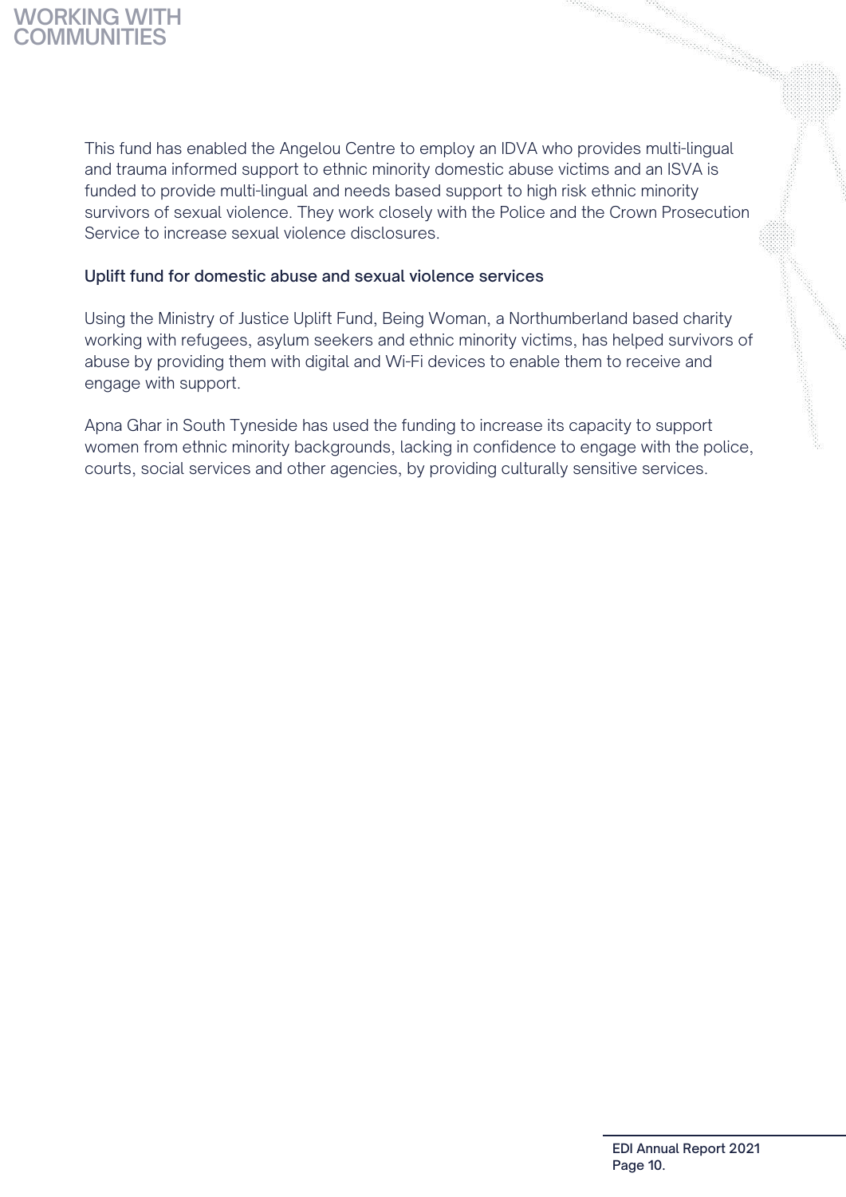This fund has enabled the Angelou Centre to employ an IDVA who provides multi-lingual and trauma informed support to ethnic minority domestic abuse victims and an ISVA is funded to provide multi-lingual and needs based support to high risk ethnic minority survivors of sexual violence. They work closely with the Police and the Crown Prosecution Service to increase sexual violence disclosures.

### Uplift fund for domestic abuse and sexual violence services

Using the Ministry of Justice Uplift Fund, Being Woman, a Northumberland based charity working with refugees, asylum seekers and ethnic minority victims, has helped survivors of abuse by providing them with digital and Wi-Fi devices to enable them to receive and engage with support.

Apna Ghar in South Tyneside has used the funding to increase its capacity to support women from ethnic minority backgrounds, lacking in confidence to engage with the police, courts, social services and other agencies, by providing culturally sensitive services.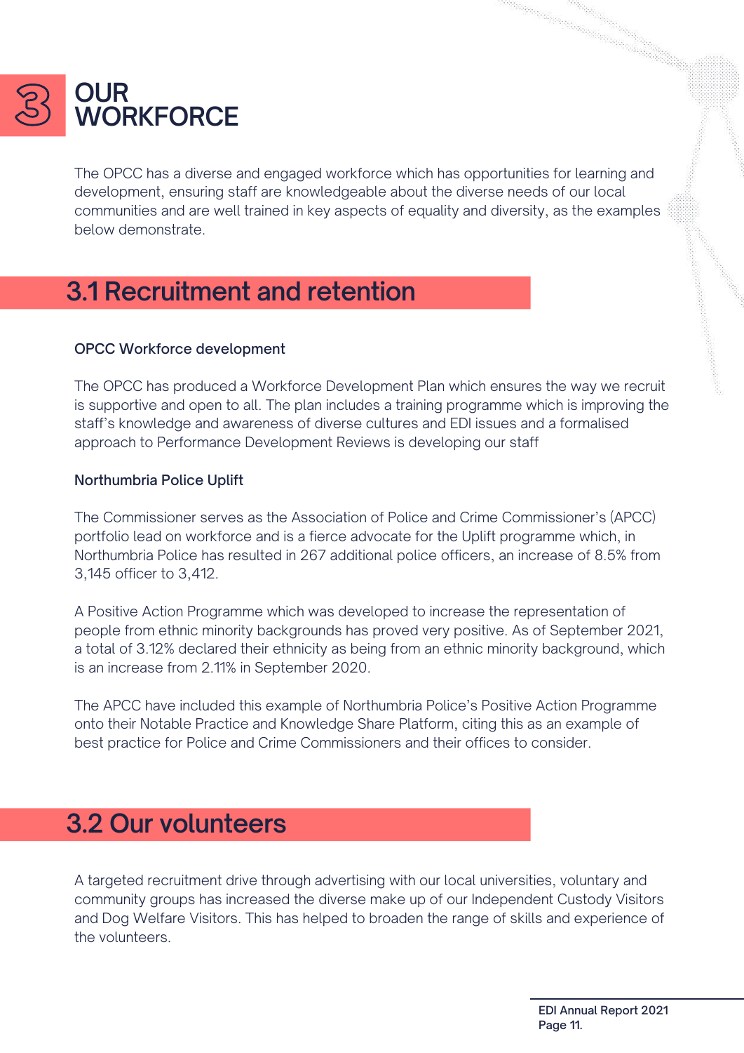# 3 OUR WORKFORCE

The OPCC has a diverse and engaged workforce which has opportunities for learning and development, ensuring staff are knowledgeable about the diverse needs of our local communities and are well trained in key aspects of equality and diversity, as the examples below demonstrate.

## 3.1 Recruitment and retention

### OPCC Workforce development

The OPCC has produced a Workforce Development Plan which ensures the way we recruit is supportive and open to all. The plan includes a training programme which is improving the staff's knowledge and awareness of diverse cultures and EDI issues and a formalised approach to Performance Development Reviews is developing our staff

### Northumbria Police Uplift

The Commissioner serves as the Association of Police and Crime Commissioner's (APCC) portfolio lead on workforce and is a fierce advocate for the Uplift programme which, in Northumbria Police has resulted in 267 additional police officers, an increase of 8.5% from 3,145 officer to 3,412.

A Positive Action Programme which was developed to increase the representation of people from ethnic minority backgrounds has proved very positive. As of September 2021, a total of 3.12% declared their ethnicity as being from an ethnic minority background, which is an increase from 2.11% in September 2020.

The APCC have included this example of Northumbria Police's Positive Action Programme onto their Notable Practice and Knowledge Share Platform, citing this as an example of best practice for Police and Crime Commissioners and their offices to consider.

## 3.2 Our volunteers

A targeted recruitment drive through advertising with our local universities, voluntary and community groups has increased the diverse make up of our Independent Custody Visitors and Dog Welfare Visitors. This has helped to broaden the range of skills and experience of the volunteers.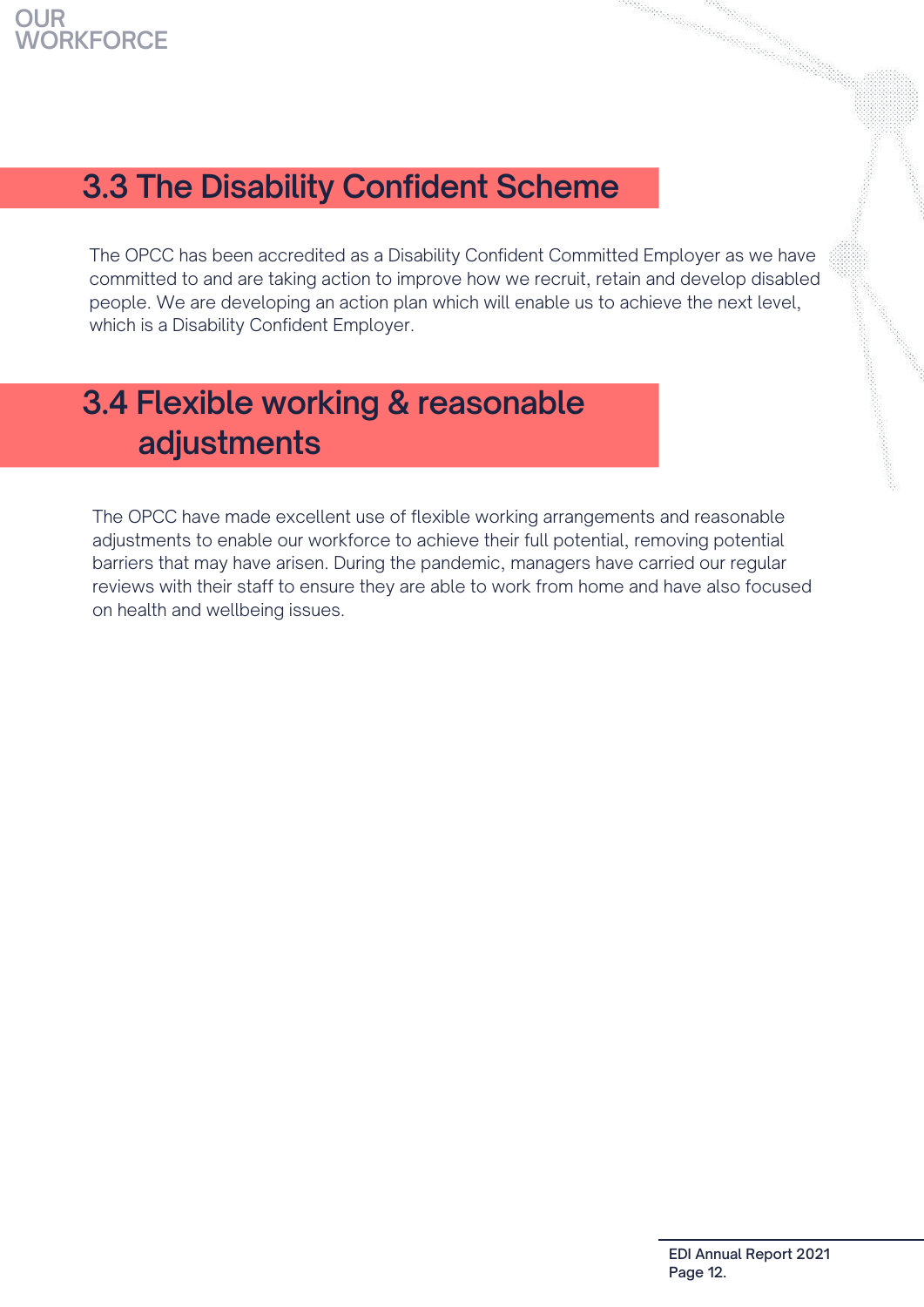## 3.3 The Disability Confident Scheme

The OPCC has been accredited as a Disability Confident Committed Employer as we have committed to and are taking action to improve how we recruit, retain and develop disabled people. We are developing an action plan which will enable us to achieve the next level, which is a Disability Confident Employer.

## 3.4 Flexible working & reasonable adjustments

The OPCC have made excellent use of flexible working arrangements and reasonable adjustments to enable our workforce to achieve their full potential, removing potential barriers that may have arisen. During the pandemic, managers have carried our regular reviews with their staff to ensure they are able to work from home and have also focused on health and wellbeing issues.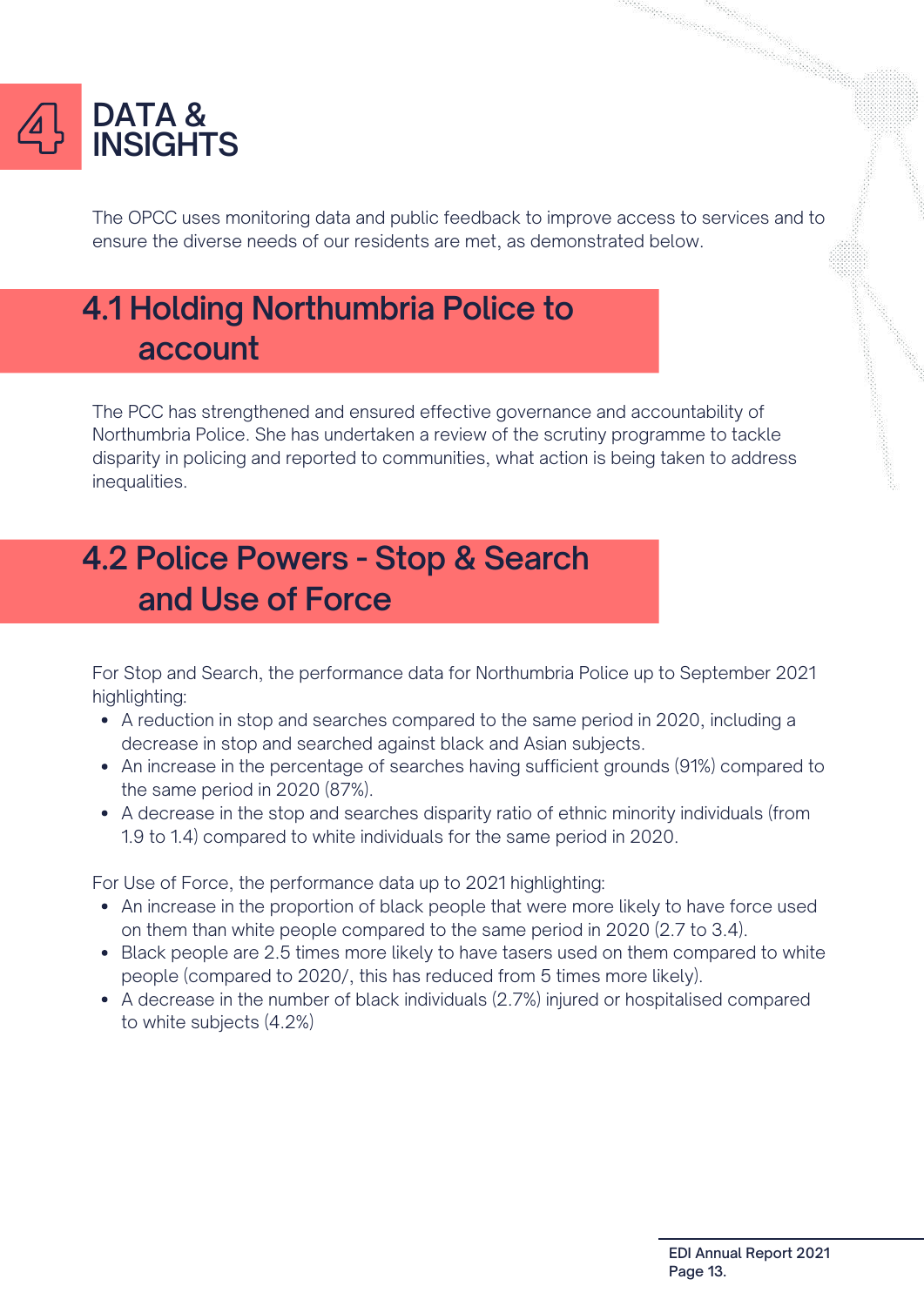# 4 DATA & INSIGHTS

The OPCC uses monitoring data and public feedback to improve access to services and to ensure the diverse needs of our residents are met, as demonstrated below.

## 4.1 Holding Northumbria Police to account

The PCC has strengthened and ensured effective governance and accountability of Northumbria Police. She has undertaken a review of the scrutiny programme to tackle disparity in policing and reported to communities, what action is being taken to address inequalities.

## 4.2 Police Powers - Stop & Search and Use of Force

For Stop and Search, the performance data for Northumbria Police up to September 2021 highlighting:

- A reduction in stop and searches compared to the same period in 2020, including a decrease in stop and searched against black and Asian subjects.
- An increase in the percentage of searches having sufficient grounds (91%) compared to the same period in 2020 (87%).
- A decrease in the stop and searches disparity ratio of ethnic minority individuals (from 1.9 to 1.4) compared to white individuals for the same period in 2020.

For Use of Force, the performance data up to 2021 highlighting:

- An increase in the proportion of black people that were more likely to have force used on them than white people compared to the same period in 2020 (2.7 to 3.4).
- Black people are 2.5 times more likely to have tasers used on them compared to white people (compared to 2020/, this has reduced from 5 times more likely).
- A decrease in the number of black individuals (2.7%) injured or hospitalised compared to white subjects (4.2%)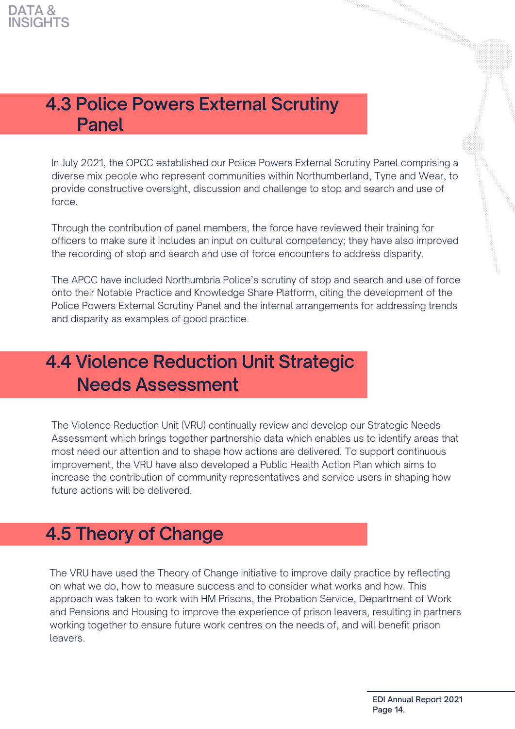## 4.3 Police Powers External Scrutiny Panel

In July 2021, the OPCC established our Police Powers External Scrutiny Panel comprising a diverse mix people who represent communities within Northumberland, Tyne and Wear, to provide constructive oversight, discussion and challenge to stop and search and use of force.

Through the contribution of panel members, the force have reviewed their training for officers to make sure it includes an input on cultural competency; they have also improved the recording of stop and search and use of force encounters to address disparity.

The APCC have included Northumbria Police's scrutiny of stop and search and use of force onto their Notable Practice and Knowledge Share Platform, citing the development of the Police Powers External Scrutiny Panel and the internal arrangements for addressing trends and disparity as examples of good practice.

## 4.4 Violence Reduction Unit Strategic Needs Assessment

The Violence Reduction Unit (VRU) continually review and develop our Strategic Needs Assessment which brings together partnership data which enables us to identify areas that most need our attention and to shape how actions are delivered. To support continuous improvement, the VRU have also developed a Public Health Action Plan which aims to increase the contribution of community representatives and service users in shaping how future actions will be delivered.

## 4.5 Theory of Change

The VRU have used the Theory of Change initiative to improve daily practice by reflecting on what we do, how to measure success and to consider what works and how. This approach was taken to work with HM Prisons, the Probation Service, Department of Work and Pensions and Housing to improve the experience of prison leavers, resulting in partners working together to ensure future work centres on the needs of, and will benefit prison leavers.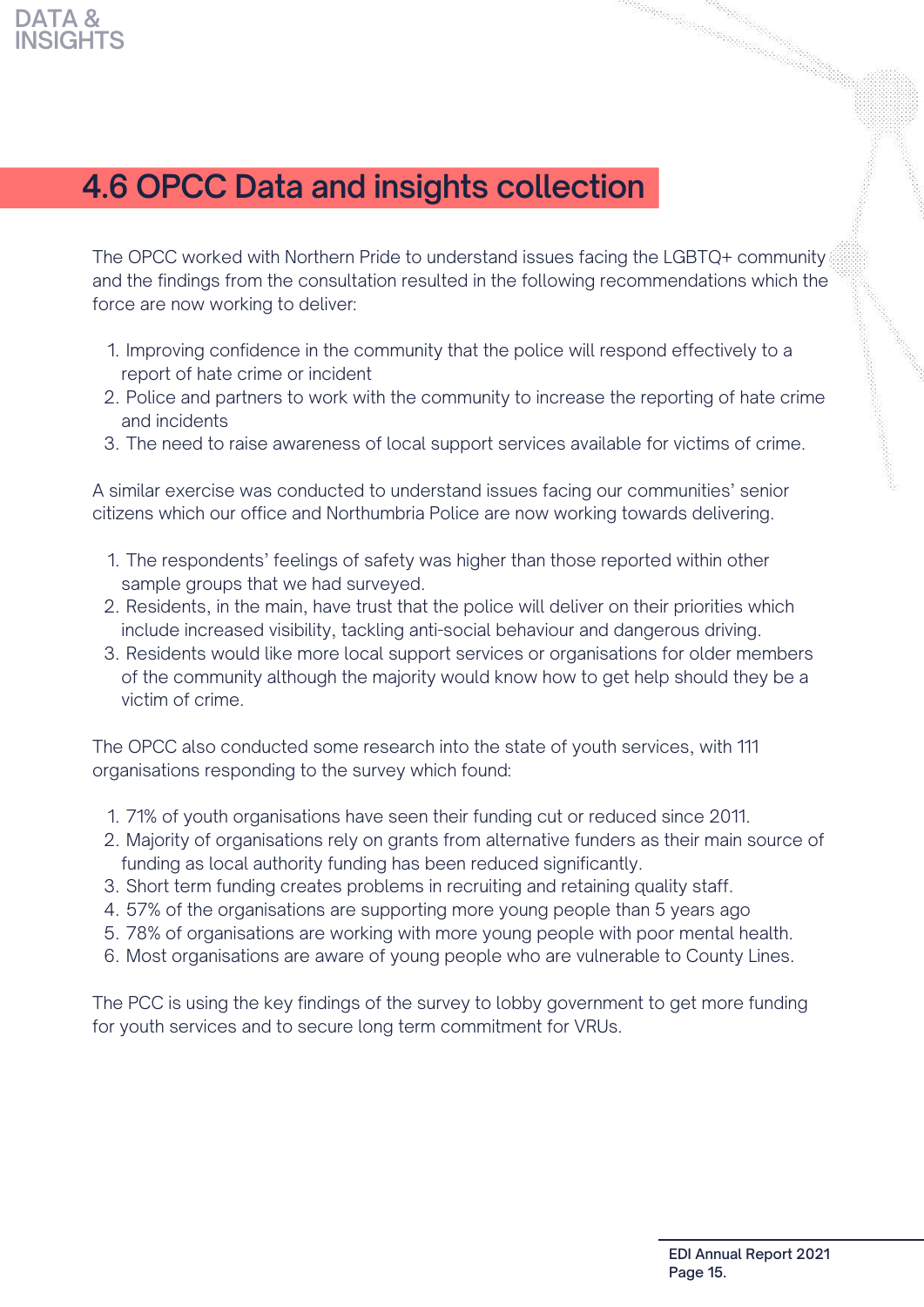## 4.6 OPCC Data and insights collection

The OPCC worked with Northern Pride to understand issues facing the LGBTQ+ community and the findings from the consultation resulted in the following recommendations which the force are now working to deliver:

1. Improving confidence in the community that the police will respond effectively to a report of hate crime or incident
2. Police and partners to work with the community to increase the reporting of hate crime and incidents
3. The need to raise awareness of local support services available for victims of crime.

A similar exercise was conducted to understand issues facing our communities' senior citizens which our office and Northumbria Police are now working towards delivering.

1. The respondents' feelings of safety was higher than those reported within other sample groups that we had surveyed.
2. Residents, in the main, have trust that the police will deliver on their priorities which include increased visibility, tackling anti-social behaviour and dangerous driving.
3. Residents would like more local support services or organisations for older members of the community although the majority would know how to get help should they be a victim of crime.

The OPCC also conducted some research into the state of youth services, with 111 organisations responding to the survey which found:

1. 71% of youth organisations have seen their funding cut or reduced since 2011.
2. Majority of organisations rely on grants from alternative funders as their main source of funding as local authority funding has been reduced significantly.
3. Short term funding creates problems in recruiting and retaining quality staff.
4. 57% of the organisations are supporting more young people than 5 years ago
5. 78% of organisations are working with more young people with poor mental health.
6. Most organisations are aware of young people who are vulnerable to County Lines.

The PCC is using the key findings of the survey to lobby government to get more funding for youth services and to secure long term commitment for VRUs.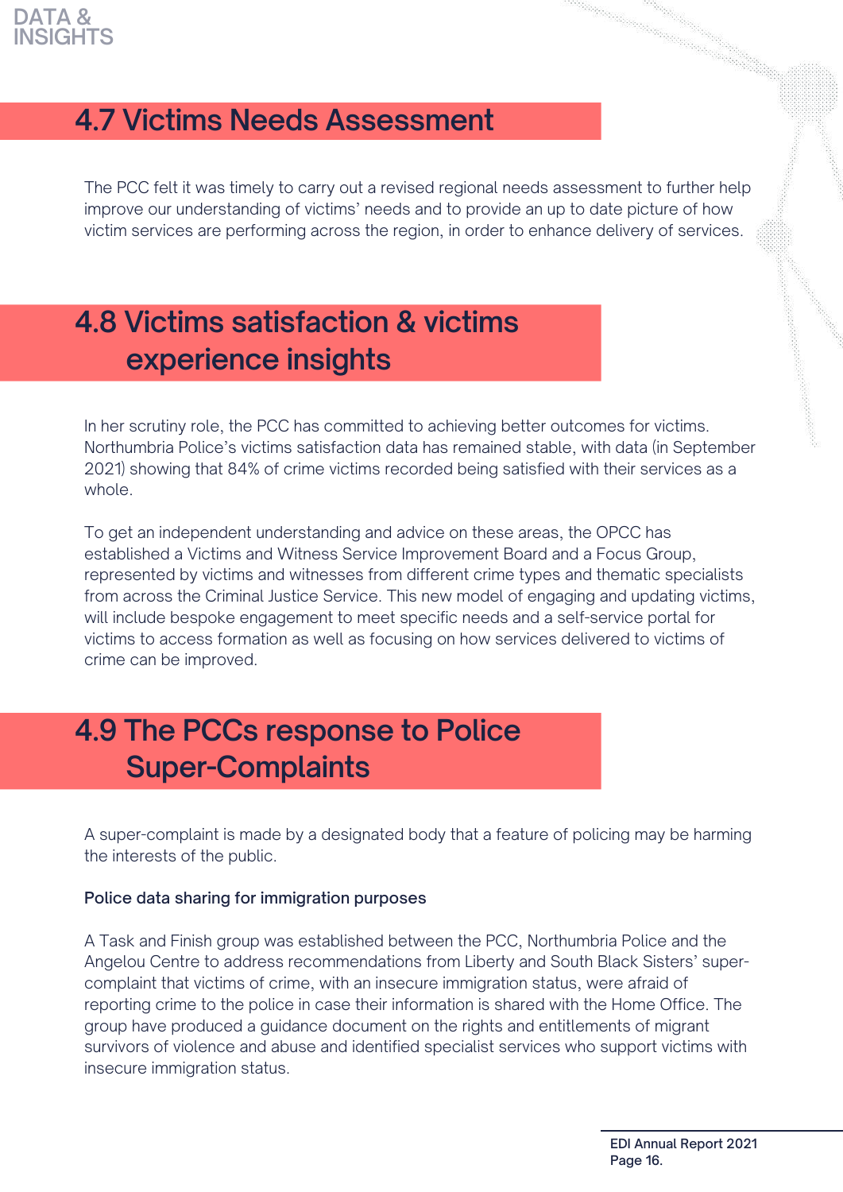## 4.7 Victims Needs Assessment

The PCC felt it was timely to carry out a revised regional needs assessment to further help improve our understanding of victims' needs and to provide an up to date picture of how victim services are performing across the region, in order to enhance delivery of services.

## 4.8 Victims satisfaction & victims experience insights

In her scrutiny role, the PCC has committed to achieving better outcomes for victims. Northumbria Police's victims satisfaction data has remained stable, with data (in September 2021) showing that 84% of crime victims recorded being satisfied with their services as a whole.

To get an independent understanding and advice on these areas, the OPCC has established a Victims and Witness Service Improvement Board and a Focus Group, represented by victims and witnesses from different crime types and thematic specialists from across the Criminal Justice Service. This new model of engaging and updating victims, will include bespoke engagement to meet specific needs and a self-service portal for victims to access formation as well as focusing on how services delivered to victims of crime can be improved.

## 4.9 The PCCs response to Police Super-Complaints

A super-complaint is made by a designated body that a feature of policing may be harming the interests of the public.

**Police data sharing for immigration purposes**

A Task and Finish group was established between the PCC, Northumbria Police and the Angelou Centre to address recommendations from Liberty and South Black Sisters' super-complaint that victims of crime, with an insecure immigration status, were afraid of reporting crime to the police in case their information is shared with the Home Office. The group have produced a guidance document on the rights and entitlements of migrant survivors of violence and abuse and identified specialist services who support victims with insecure immigration status.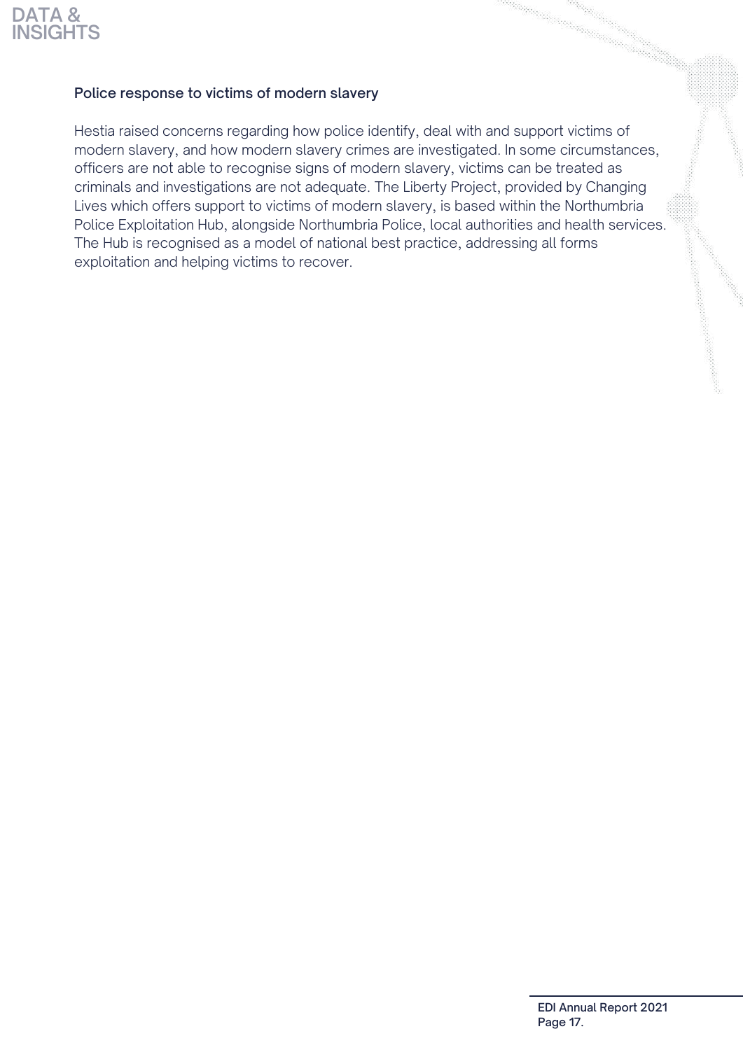### Police response to victims of modern slavery

Hestia raised concerns regarding how police identify, deal with and support victims of modern slavery, and how modern slavery crimes are investigated. In some circumstances, officers are not able to recognise signs of modern slavery, victims can be treated as criminals and investigations are not adequate. The Liberty Project, provided by Changing Lives which offers support to victims of modern slavery, is based within the Northumbria Police Exploitation Hub, alongside Northumbria Police, local authorities and health services. The Hub is recognised as a model of national best practice, addressing all forms exploitation and helping victims to recover.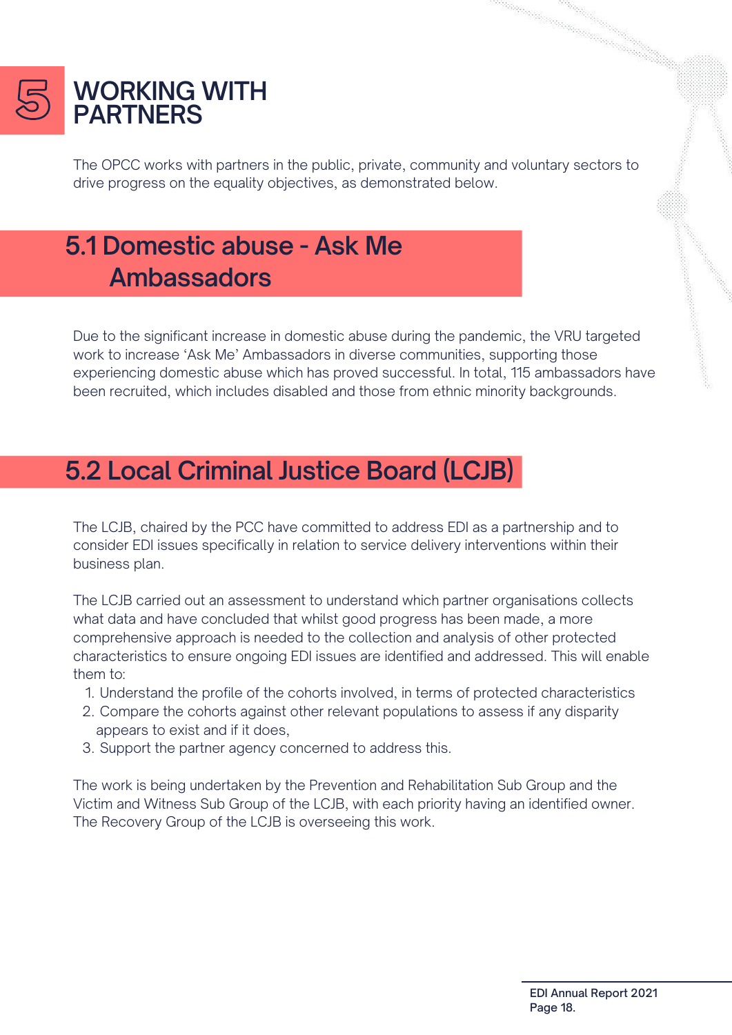# 5 WORKING WITH PARTNERS

The OPCC works with partners in the public, private, community and voluntary sectors to drive progress on the equality objectives, as demonstrated below.

## 5.1 Domestic abuse - Ask Me Ambassadors

Due to the significant increase in domestic abuse during the pandemic, the VRU targeted work to increase 'Ask Me' Ambassadors in diverse communities, supporting those experiencing domestic abuse which has proved successful. In total, 115 ambassadors have been recruited, which includes disabled and those from ethnic minority backgrounds.

## 5.2 Local Criminal Justice Board (LCJB)

The LCJB, chaired by the PCC have committed to address EDI as a partnership and to consider EDI issues specifically in relation to service delivery interventions within their business plan.

The LCJB carried out an assessment to understand which partner organisations collects what data and have concluded that whilst good progress has been made, a more comprehensive approach is needed to the collection and analysis of other protected characteristics to ensure ongoing EDI issues are identified and addressed. This will enable them to:

1. Understand the profile of the cohorts involved, in terms of protected characteristics
2. Compare the cohorts against other relevant populations to assess if any disparity appears to exist and if it does,
3. Support the partner agency concerned to address this.

The work is being undertaken by the Prevention and Rehabilitation Sub Group and the Victim and Witness Sub Group of the LCJB, with each priority having an identified owner. The Recovery Group of the LCJB is overseeing this work.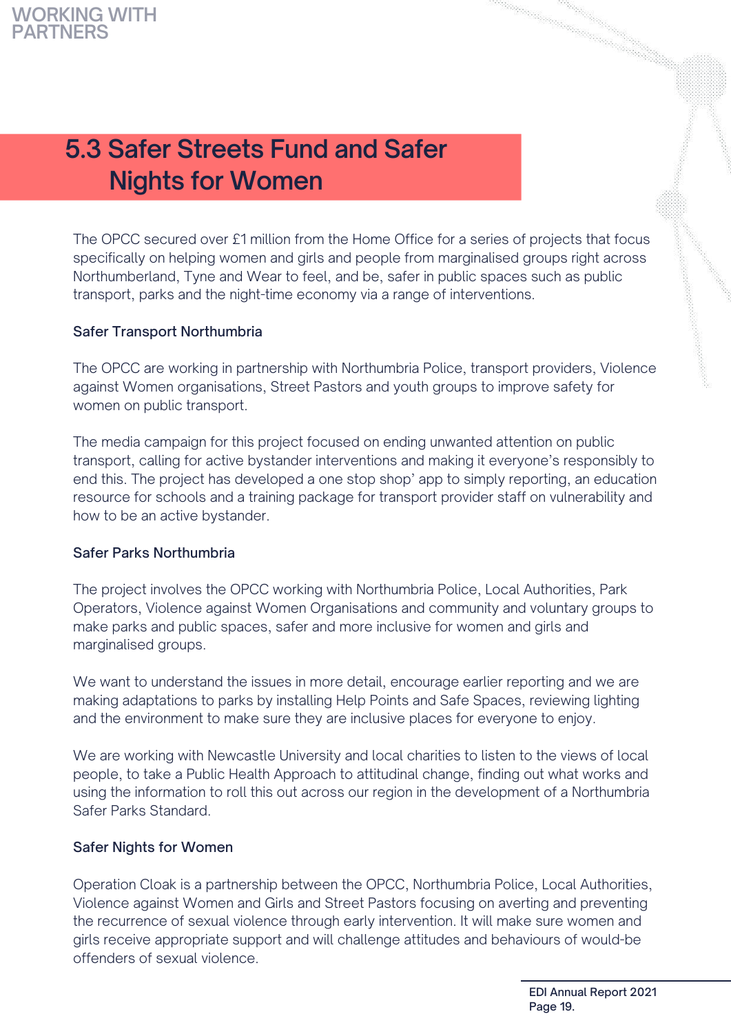## 5.3 Safer Streets Fund and Safer Nights for Women

The OPCC secured over £1 million from the Home Office for a series of projects that focus specifically on helping women and girls and people from marginalised groups right across Northumberland, Tyne and Wear to feel, and be, safer in public spaces such as public transport, parks and the night-time economy via a range of interventions.

### Safer Transport Northumbria

The OPCC are working in partnership with Northumbria Police, transport providers, Violence against Women organisations, Street Pastors and youth groups to improve safety for women on public transport.

The media campaign for this project focused on ending unwanted attention on public transport, calling for active bystander interventions and making it everyone's responsibly to end this. The project has developed a one stop shop' app to simply reporting, an education resource for schools and a training package for transport provider staff on vulnerability and how to be an active bystander.

### Safer Parks Northumbria

The project involves the OPCC working with Northumbria Police, Local Authorities, Park Operators, Violence against Women Organisations and community and voluntary groups to make parks and public spaces, safer and more inclusive for women and girls and marginalised groups.

We want to understand the issues in more detail, encourage earlier reporting and we are making adaptations to parks by installing Help Points and Safe Spaces, reviewing lighting and the environment to make sure they are inclusive places for everyone to enjoy.

We are working with Newcastle University and local charities to listen to the views of local people, to take a Public Health Approach to attitudinal change, finding out what works and using the information to roll this out across our region in the development of a Northumbria Safer Parks Standard.

### Safer Nights for Women

Operation Cloak is a partnership between the OPCC, Northumbria Police, Local Authorities, Violence against Women and Girls and Street Pastors focusing on averting and preventing the recurrence of sexual violence through early intervention. It will make sure women and girls receive appropriate support and will challenge attitudes and behaviours of would-be offenders of sexual violence.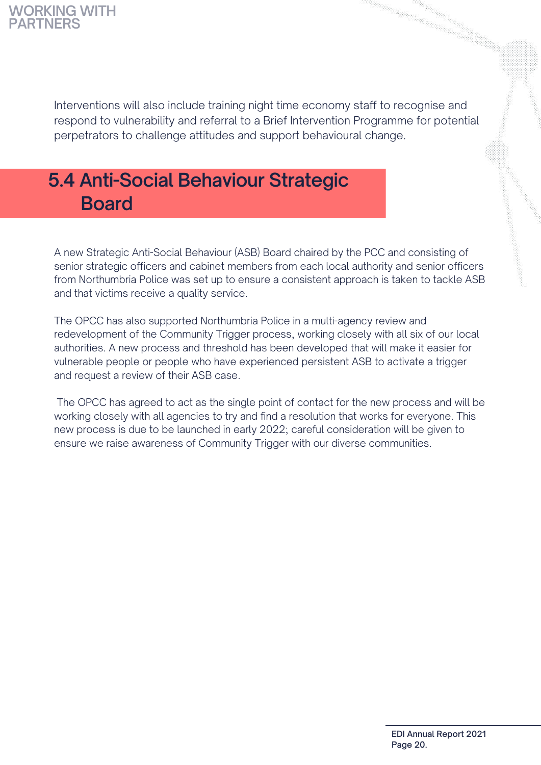Interventions will also include training night time economy staff to recognise and respond to vulnerability and referral to a Brief Intervention Programme for potential perpetrators to challenge attitudes and support behavioural change.

## 5.4 Anti-Social Behaviour Strategic Board

A new Strategic Anti-Social Behaviour (ASB) Board chaired by the PCC and consisting of senior strategic officers and cabinet members from each local authority and senior officers from Northumbria Police was set up to ensure a consistent approach is taken to tackle ASB and that victims receive a quality service.

The OPCC has also supported Northumbria Police in a multi-agency review and redevelopment of the Community Trigger process, working closely with all six of our local authorities. A new process and threshold has been developed that will make it easier for vulnerable people or people who have experienced persistent ASB to activate a trigger and request a review of their ASB case.

The OPCC has agreed to act as the single point of contact for the new process and will be working closely with all agencies to try and find a resolution that works for everyone. This new process is due to be launched in early 2022; careful consideration will be given to ensure we raise awareness of Community Trigger with our diverse communities.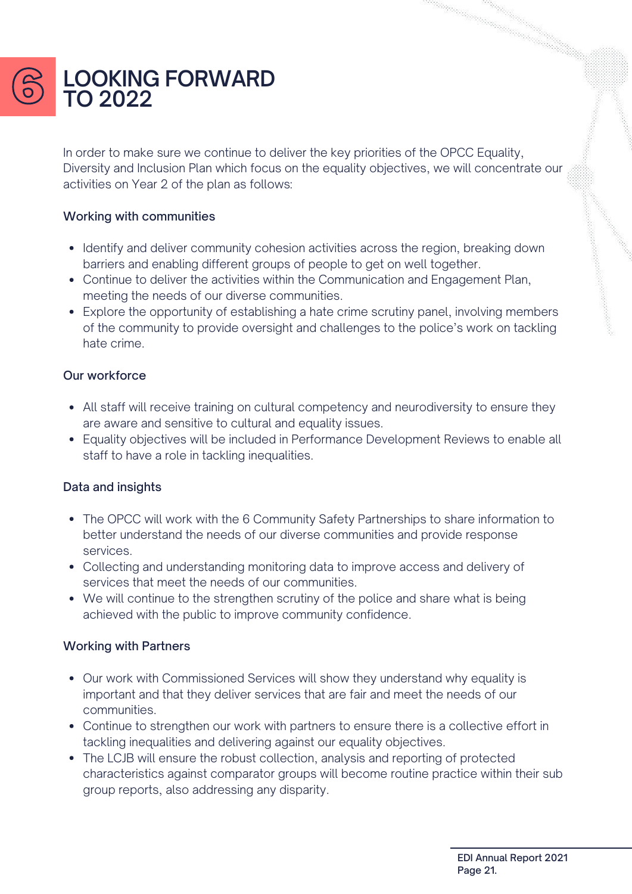# 6 LOOKING FORWARD TO 2022

In order to make sure we continue to deliver the key priorities of the OPCC Equality, Diversity and Inclusion Plan which focus on the equality objectives, we will concentrate our activities on Year 2 of the plan as follows:

### Working with communities

- Identify and deliver community cohesion activities across the region, breaking down barriers and enabling different groups of people to get on well together.
- Continue to deliver the activities within the Communication and Engagement Plan, meeting the needs of our diverse communities.
- Explore the opportunity of establishing a hate crime scrutiny panel, involving members of the community to provide oversight and challenges to the police's work on tackling hate crime.

### Our workforce

- All staff will receive training on cultural competency and neurodiversity to ensure they are aware and sensitive to cultural and equality issues.
- Equality objectives will be included in Performance Development Reviews to enable all staff to have a role in tackling inequalities.

### Data and insights

- The OPCC will work with the 6 Community Safety Partnerships to share information to better understand the needs of our diverse communities and provide response services.
- Collecting and understanding monitoring data to improve access and delivery of services that meet the needs of our communities.
- We will continue to the strengthen scrutiny of the police and share what is being achieved with the public to improve community confidence.

### Working with Partners

- Our work with Commissioned Services will show they understand why equality is important and that they deliver services that are fair and meet the needs of our communities.
- Continue to strengthen our work with partners to ensure there is a collective effort in tackling inequalities and delivering against our equality objectives.
- The LCJB will ensure the robust collection, analysis and reporting of protected characteristics against comparator groups will become routine practice within their sub group reports, also addressing any disparity.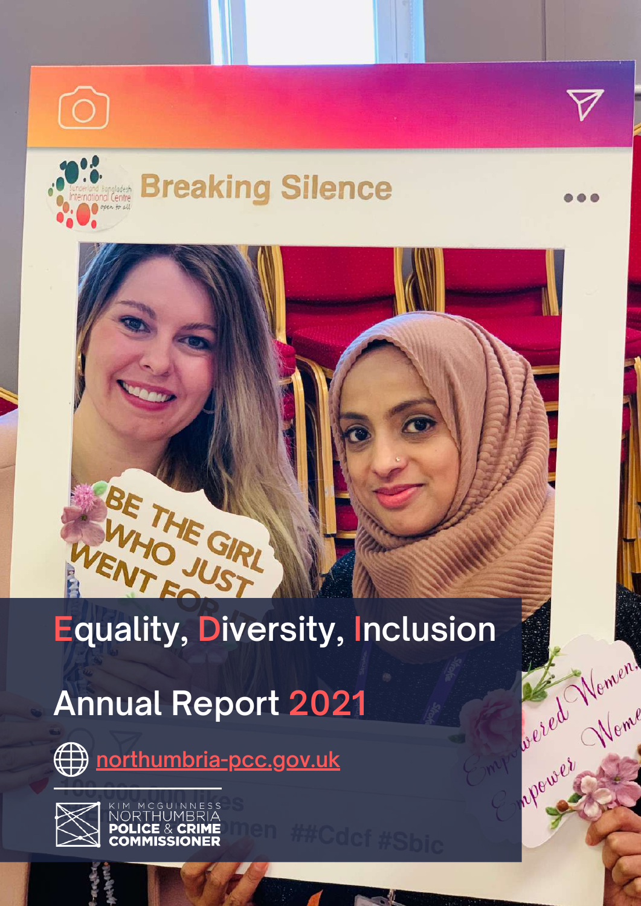# Equality, Diversity, Inclusion

## Annual Report 2021

northumbria-pcc.gov.uk

KIM MCGUINNESS
NORTHUMBRIA
POLICE & CRIME
COMMISSIONER